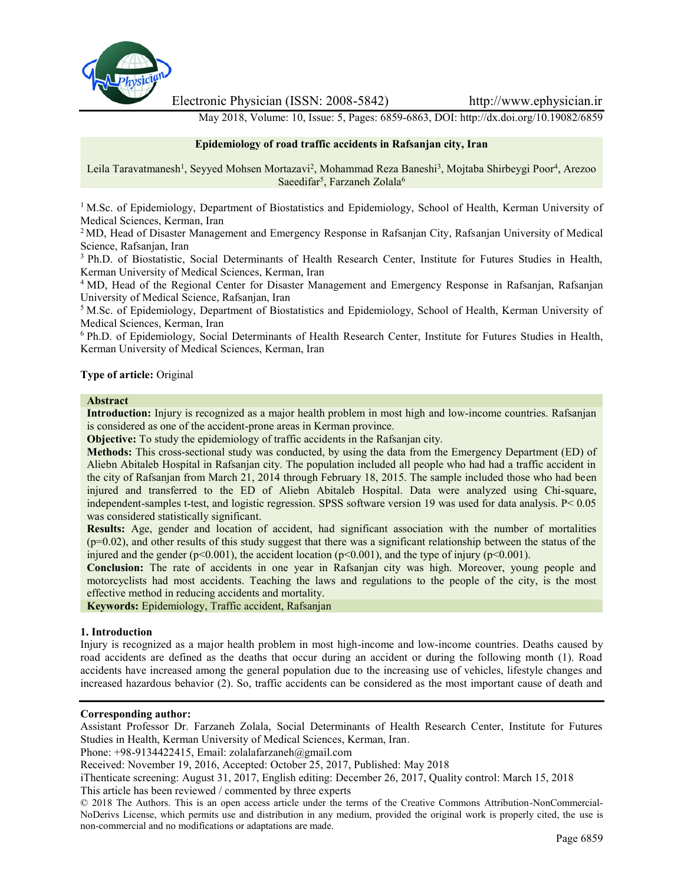# Epidemiology of road traffic accidents in Rafsanjan city, Iran

Leila Taravatmanesh[1], Seyyed Mohsen Mortazavi[2], Mohammad Reza Baneshi[3], Mojtaba Shirbeygi Poor[4], Arezoo Saeedifar[5], Farzaneh Zolala[6]

[1] M.Sc. of Epidemiology, Department of Biostatistics and Epidemiology, School of Health, Kerman University of Medical Sciences, Kerman, Iran

[2] MD, Head of Disaster Management and Emergency Response in Rafsanjan City, Rafsanjan University of Medical Science, Rafsanjan, Iran

[3] Ph.D. of Biostatistic, Social Determinants of Health Research Center, Institute for Futures Studies in Health, Kerman University of Medical Sciences, Kerman, Iran

[4] MD, Head of the Regional Center for Disaster Management and Emergency Response in Rafsanjan, Rafsanjan University of Medical Science, Rafsanjan, Iran

[5] M.Sc. of Epidemiology, Department of Biostatistics and Epidemiology, School of Health, Kerman University of Medical Sciences, Kerman, Iran

[6] Ph.D. of Epidemiology, Social Determinants of Health Research Center, Institute for Futures Studies in Health, Kerman University of Medical Sciences, Kerman, Iran

**Type of article:** Original

## Abstract

**Introduction:** Injury is recognized as a major health problem in most high and low-income countries. Rafsanjan is considered as one of the accident-prone areas in Kerman province.

**Objective:** To study the epidemiology of traffic accidents in the Rafsanjan city.

**Methods:** This cross-sectional study was conducted, by using the data from the Emergency Department (ED) of Aliebn Abitaleb Hospital in Rafsanjan city. The population included all people who had had a traffic accident in the city of Rafsanjan from March 21, 2014 through February 18, 2015. The sample included those who had been injured and transferred to the ED of Aliebn Abitaleb Hospital. Data were analyzed using Chi-square, independent-samples t-test, and logistic regression. SPSS software version 19 was used for data analysis. $P < 0.05$ was considered statistically significant.

**Results:** Age, gender and location of accident, had significant association with the number of mortalities ($p=0.02$), and other results of this study suggest that there was a significant relationship between the status of the injured and the gender ($p<0.001$), the accident location ($p<0.001$), and the type of injury ($p<0.001$).

**Conclusion:** The rate of accidents in one year in Rafsanjan city was high. Moreover, young people and motorcyclists had most accidents. Teaching the laws and regulations to the people of the city, is the most effective method in reducing accidents and mortality.

**Keywords:** Epidemiology, Traffic accident, Rafsanjan

## 1. Introduction

Injury is recognized as a major health problem in most high-income and low-income countries. Deaths caused by road accidents are defined as the deaths that occur during an accident or during the following month (1). Road accidents have increased among the general population due to the increasing use of vehicles, lifestyle changes and increased hazardous behavior (2). So, traffic accidents can be considered as the most important cause of death and

**Corresponding author:**

Assistant Professor Dr. Farzaneh Zolala, Social Determinants of Health Research Center, Institute for Futures Studies in Health, Kerman University of Medical Sciences, Kerman, Iran.

Phone: +98-9134422415, Email: zolalafarzaneh@gmail.com

Received: November 19, 2016, Accepted: October 25, 2017, Published: May 2018

iThenticate screening: August 31, 2017, English editing: December 26, 2017, Quality control: March 15, 2018

This article has been reviewed / commented by three experts

© 2018 The Authors. This is an open access article under the terms of the Creative Commons Attribution-NonCommercial-NoDerivs License, which permits use and distribution in any medium, provided the original work is properly cited, the use is non-commercial and no modifications or adaptations are made.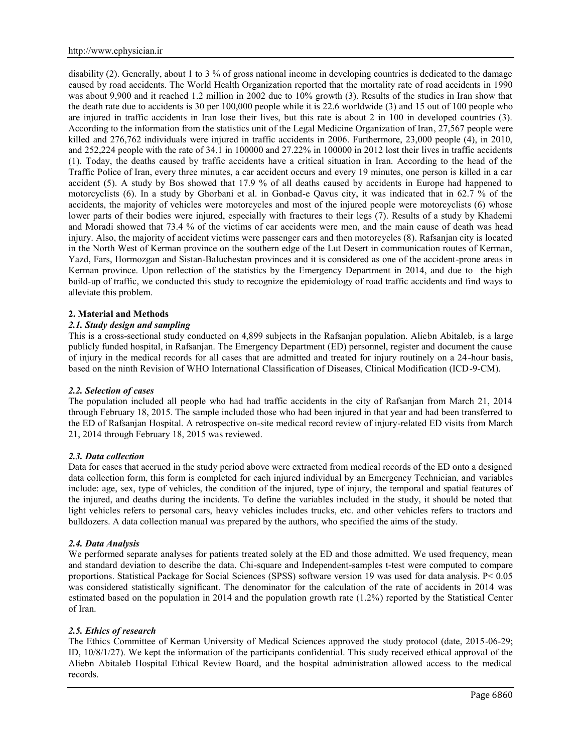disability (2). Generally, about 1 to 3 % of gross national income in developing countries is dedicated to the damage caused by road accidents. The World Health Organization reported that the mortality rate of road accidents in 1990 was about 9,900 and it reached 1.2 million in 2002 due to 10% growth (3). Results of the studies in Iran show that the death rate due to accidents is 30 per 100,000 people while it is 22.6 worldwide (3) and 15 out of 100 people who are injured in traffic accidents in Iran lose their lives, but this rate is about 2 in 100 in developed countries (3). According to the information from the statistics unit of the Legal Medicine Organization of Iran, 27,567 people were killed and 276,762 individuals were injured in traffic accidents in 2006. Furthermore, 23,000 people (4), in 2010, and 252,224 people with the rate of 34.1 in 100000 and 27.22% in 100000 in 2012 lost their lives in traffic accidents (1). Today, the deaths caused by traffic accidents have a critical situation in Iran. According to the head of the Traffic Police of Iran, every three minutes, a car accident occurs and every 19 minutes, one person is killed in a car accident (5). A study by Bos showed that 17.9 % of all deaths caused by accidents in Europe had happened to motorcyclists (6). In a study by Ghorbani et al. in Gonbad-e Qavus city, it was indicated that in 62.7 % of the accidents, the majority of vehicles were motorcycles and most of the injured people were motorcyclists (6) whose lower parts of their bodies were injured, especially with fractures to their legs (7). Results of a study by Khademi and Moradi showed that 73.4 % of the victims of car accidents were men, and the main cause of death was head injury. Also, the majority of accident victims were passenger cars and then motorcycles (8). Rafsanjan city is located in the North West of Kerman province on the southern edge of the Lut Desert in communication routes of Kerman, Yazd, Fars, Hormozgan and Sistan-Baluchestan provinces and it is considered as one of the accident-prone areas in Kerman province. Upon reflection of the statistics by the Emergency Department in 2014, and due to the high build-up of traffic, we conducted this study to recognize the epidemiology of road traffic accidents and find ways to alleviate this problem.

## 2. Material and Methods

### *2.1. Study design and sampling*

This is a cross-sectional study conducted on 4,899 subjects in the Rafsanjan population. Aliebn Abitaleb, is a large publicly funded hospital, in Rafsanjan. The Emergency Department (ED) personnel, register and document the cause of injury in the medical records for all cases that are admitted and treated for injury routinely on a 24-hour basis, based on the ninth Revision of WHO International Classification of Diseases, Clinical Modification (ICD-9-CM).

### *2.2. Selection of cases*

The population included all people who had had traffic accidents in the city of Rafsanjan from March 21, 2014 through February 18, 2015. The sample included those who had been injured in that year and had been transferred to the ED of Rafsanjan Hospital. A retrospective on-site medical record review of injury-related ED visits from March 21, 2014 through February 18, 2015 was reviewed.

### *2.3. Data collection*

Data for cases that accrued in the study period above were extracted from medical records of the ED onto a designed data collection form, this form is completed for each injured individual by an Emergency Technician, and variables include: age, sex, type of vehicles, the condition of the injured, type of injury, the temporal and spatial features of the injured, and deaths during the incidents. To define the variables included in the study, it should be noted that light vehicles refers to personal cars, heavy vehicles includes trucks, etc. and other vehicles refers to tractors and bulldozers. A data collection manual was prepared by the authors, who specified the aims of the study.

### *2.4. Data Analysis*

We performed separate analyses for patients treated solely at the ED and those admitted. We used frequency, mean and standard deviation to describe the data. Chi-square and Independent-samples t-test were computed to compare proportions. Statistical Package for Social Sciences (SPSS) software version 19 was used for data analysis. $P< 0.05$ was considered statistically significant. The denominator for the calculation of the rate of accidents in 2014 was estimated based on the population in 2014 and the population growth rate (1.2%) reported by the Statistical Center of Iran.

### *2.5. Ethics of research*

The Ethics Committee of Kerman University of Medical Sciences approved the study protocol (date, 2015-06-29; ID, 10/8/1/27). We kept the information of the participants confidential. This study received ethical approval of the Aliebn Abitaleb Hospital Ethical Review Board, and the hospital administration allowed access to the medical records.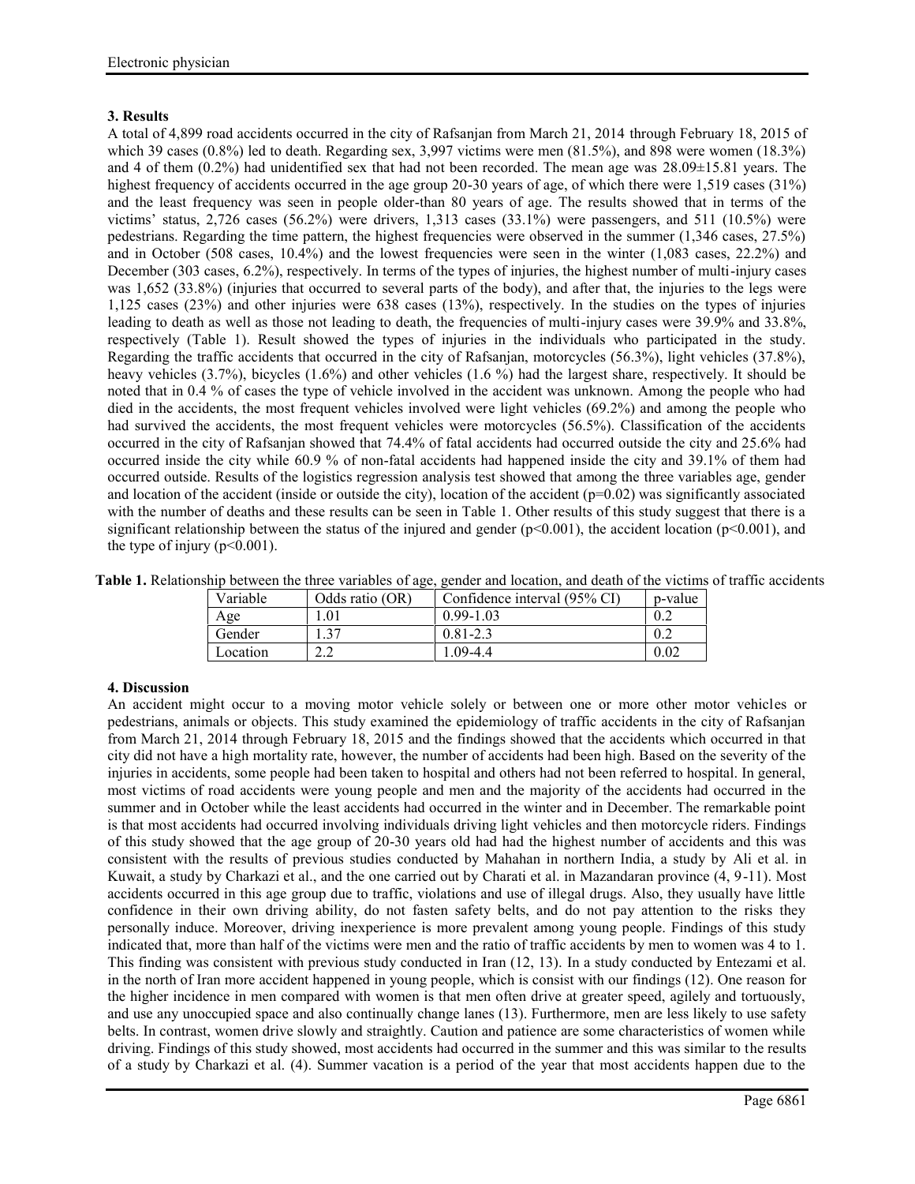### 3. Results

A total of 4,899 road accidents occurred in the city of Rafsanjan from March 21, 2014 through February 18, 2015 of which 39 cases (0.8%) led to death. Regarding sex, 3,997 victims were men (81.5%), and 898 were women (18.3%) and 4 of them (0.2%) had unidentified sex that had not been recorded. The mean age was 28.09±15.81 years. The highest frequency of accidents occurred in the age group 20-30 years of age, of which there were 1,519 cases (31%) and the least frequency was seen in people older-than 80 years of age. The results showed that in terms of the victims' status, 2,726 cases (56.2%) were drivers, 1,313 cases (33.1%) were passengers, and 511 (10.5%) were pedestrians. Regarding the time pattern, the highest frequencies were observed in the summer (1,346 cases, 27.5%) and in October (508 cases, 10.4%) and the lowest frequencies were seen in the winter (1,083 cases, 22.2%) and December (303 cases, 6.2%), respectively. In terms of the types of injuries, the highest number of multi-injury cases was 1,652 (33.8%) (injuries that occurred to several parts of the body), and after that, the injuries to the legs were 1,125 cases (23%) and other injuries were 638 cases (13%), respectively. In the studies on the types of injuries leading to death as well as those not leading to death, the frequencies of multi-injury cases were 39.9% and 33.8%, respectively (Table 1). Result showed the types of injuries in the individuals who participated in the study. Regarding the traffic accidents that occurred in the city of Rafsanjan, motorcycles (56.3%), light vehicles (37.8%), heavy vehicles (3.7%), bicycles (1.6%) and other vehicles (1.6 %) had the largest share, respectively. It should be noted that in 0.4 % of cases the type of vehicle involved in the accident was unknown. Among the people who had died in the accidents, the most frequent vehicles involved were light vehicles (69.2%) and among the people who had survived the accidents, the most frequent vehicles were motorcycles (56.5%). Classification of the accidents occurred in the city of Rafsanjan showed that 74.4% of fatal accidents had occurred outside the city and 25.6% had occurred inside the city while 60.9 % of non-fatal accidents had happened inside the city and 39.1% of them had occurred outside. Results of the logistics regression analysis test showed that among the three variables age, gender and location of the accident (inside or outside the city), location of the accident ($p=0.02$) was significantly associated with the number of deaths and these results can be seen in Table 1. Other results of this study suggest that there is a significant relationship between the status of the injured and gender ($p<0.001$), the accident location ($p<0.001$), and the type of injury ($p<0.001$).

**Table 1.** Relationship between the three variables of age, gender and location, and death of the victims of traffic accidents

| Variable | Odds ratio (OR) | Confidence interval (95% CI) | p-value |
|---|---|---|---|
| Age | 1.01 | 0.99-1.03 | 0.2 |
| Gender | 1.37 | 0.81-2.3 | 0.2 |
| Location | 2.2 | 1.09-4.4 | 0.02 |

### 4. Discussion

An accident might occur to a moving motor vehicle solely or between one or more other motor vehicles or pedestrians, animals or objects. This study examined the epidemiology of traffic accidents in the city of Rafsanjan from March 21, 2014 through February 18, 2015 and the findings showed that the accidents which occurred in that city did not have a high mortality rate, however, the number of accidents had been high. Based on the severity of the injuries in accidents, some people had been taken to hospital and others had not been referred to hospital. In general, most victims of road accidents were young people and men and the majority of the accidents had occurred in the summer and in October while the least accidents had occurred in the winter and in December. The remarkable point is that most accidents had occurred involving individuals driving light vehicles and then motorcycle riders. Findings of this study showed that the age group of 20-30 years old had had the highest number of accidents and this was consistent with the results of previous studies conducted by Mahahan in northern India, a study by Ali et al. in Kuwait, a study by Charkazi et al., and the one carried out by Charati et al. in Mazandaran province (4, 9-11). Most accidents occurred in this age group due to traffic, violations and use of illegal drugs. Also, they usually have little confidence in their own driving ability, do not fasten safety belts, and do not pay attention to the risks they personally induce. Moreover, driving inexperience is more prevalent among young people. Findings of this study indicated that, more than half of the victims were men and the ratio of traffic accidents by men to women was 4 to 1. This finding was consistent with previous study conducted in Iran (12, 13). In a study conducted by Entezami et al. in the north of Iran more accident happened in young people, which is consist with our findings (12). One reason for the higher incidence in men compared with women is that men often drive at greater speed, agilely and tortuously, and use any unoccupied space and also continually change lanes (13). Furthermore, men are less likely to use safety belts. In contrast, women drive slowly and straightly. Caution and patience are some characteristics of women while driving. Findings of this study showed, most accidents had occurred in the summer and this was similar to the results of a study by Charkazi et al. (4). Summer vacation is a period of the year that most accidents happen due to the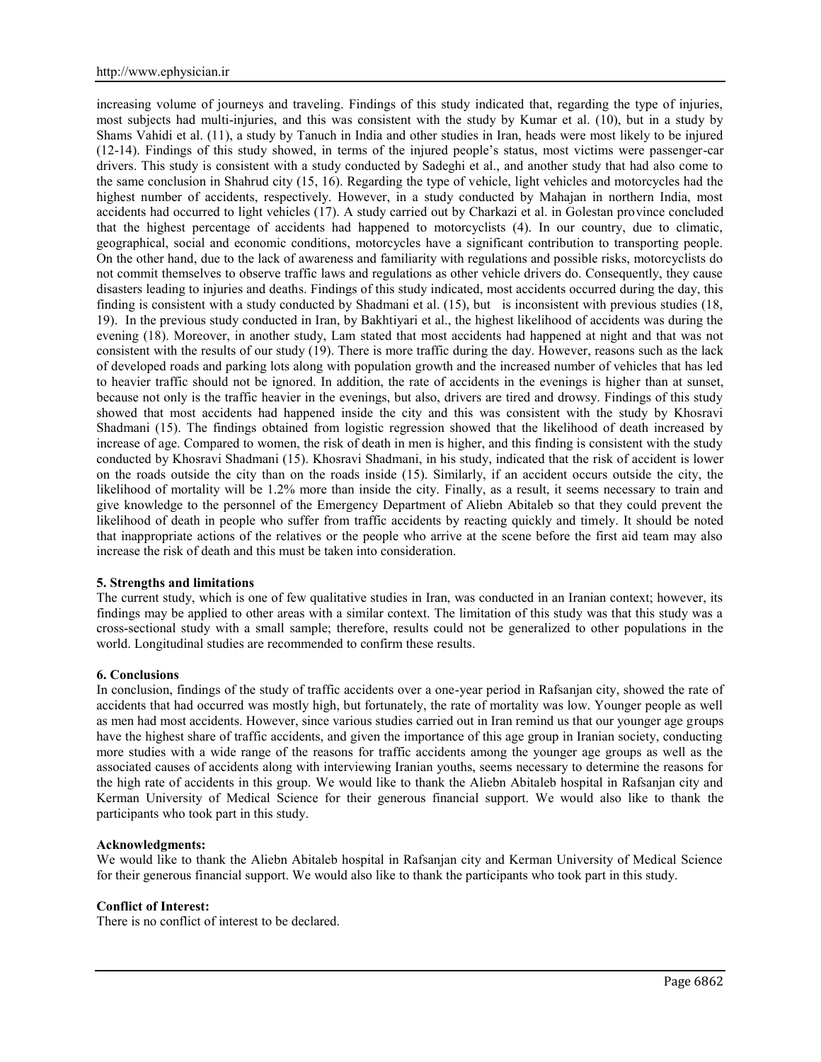increasing volume of journeys and traveling. Findings of this study indicated that, regarding the type of injuries, most subjects had multi-injuries, and this was consistent with the study by Kumar et al. (10), but in a study by Shams Vahidi et al. (11), a study by Tanuch in India and other studies in Iran, heads were most likely to be injured (12-14). Findings of this study showed, in terms of the injured people's status, most victims were passenger-car drivers. This study is consistent with a study conducted by Sadeghi et al., and another study that had also come to the same conclusion in Shahrud city (15, 16). Regarding the type of vehicle, light vehicles and motorcycles had the highest number of accidents, respectively. However, in a study conducted by Mahajan in northern India, most accidents had occurred to light vehicles (17). A study carried out by Charkazi et al. in Golestan province concluded that the highest percentage of accidents had happened to motorcyclists (4). In our country, due to climatic, geographical, social and economic conditions, motorcycles have a significant contribution to transporting people. On the other hand, due to the lack of awareness and familiarity with regulations and possible risks, motorcyclists do not commit themselves to observe traffic laws and regulations as other vehicle drivers do. Consequently, they cause disasters leading to injuries and deaths. Findings of this study indicated, most accidents occurred during the day, this finding is consistent with a study conducted by Shadmani et al. (15), but is inconsistent with previous studies (18, 19). In the previous study conducted in Iran, by Bakhtiyari et al., the highest likelihood of accidents was during the evening (18). Moreover, in another study, Lam stated that most accidents had happened at night and that was not consistent with the results of our study (19). There is more traffic during the day. However, reasons such as the lack of developed roads and parking lots along with population growth and the increased number of vehicles that has led to heavier traffic should not be ignored. In addition, the rate of accidents in the evenings is higher than at sunset, because not only is the traffic heavier in the evenings, but also, drivers are tired and drowsy. Findings of this study showed that most accidents had happened inside the city and this was consistent with the study by Khosravi Shadmani (15). The findings obtained from logistic regression showed that the likelihood of death increased by increase of age. Compared to women, the risk of death in men is higher, and this finding is consistent with the study conducted by Khosravi Shadmani (15). Khosravi Shadmani, in his study, indicated that the risk of accident is lower on the roads outside the city than on the roads inside (15). Similarly, if an accident occurs outside the city, the likelihood of mortality will be 1.2% more than inside the city. Finally, as a result, it seems necessary to train and give knowledge to the personnel of the Emergency Department of Aliebn Abitaleb so that they could prevent the likelihood of death in people who suffer from traffic accidents by reacting quickly and timely. It should be noted that inappropriate actions of the relatives or the people who arrive at the scene before the first aid team may also increase the risk of death and this must be taken into consideration.

## 5. Strengths and limitations

The current study, which is one of few qualitative studies in Iran, was conducted in an Iranian context; however, its findings may be applied to other areas with a similar context. The limitation of this study was that this study was a cross-sectional study with a small sample; therefore, results could not be generalized to other populations in the world. Longitudinal studies are recommended to confirm these results.

## 6. Conclusions

In conclusion, findings of the study of traffic accidents over a one-year period in Rafsanjan city, showed the rate of accidents that had occurred was mostly high, but fortunately, the rate of mortality was low. Younger people as well as men had most accidents. However, since various studies carried out in Iran remind us that our younger age groups have the highest share of traffic accidents, and given the importance of this age group in Iranian society, conducting more studies with a wide range of the reasons for traffic accidents among the younger age groups as well as the associated causes of accidents along with interviewing Iranian youths, seems necessary to determine the reasons for the high rate of accidents in this group. We would like to thank the Aliebn Abitaleb hospital in Rafsanjan city and Kerman University of Medical Science for their generous financial support. We would also like to thank the participants who took part in this study.

**Acknowledgments:**

We would like to thank the Aliebn Abitaleb hospital in Rafsanjan city and Kerman University of Medical Science for their generous financial support. We would also like to thank the participants who took part in this study.

**Conflict of Interest:**

There is no conflict of interest to be declared.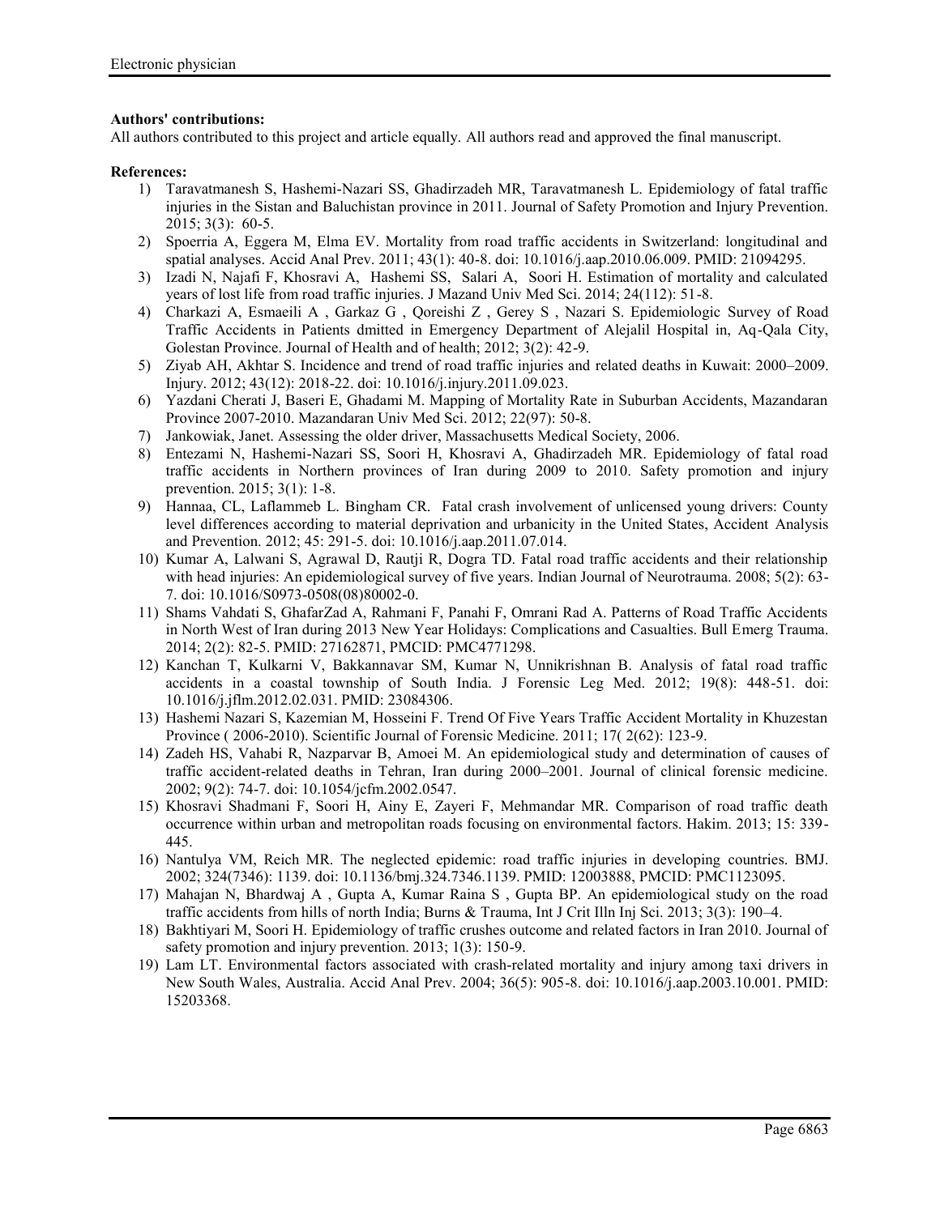**Authors' contributions:**

All authors contributed to this project and article equally. All authors read and approved the final manuscript.

**References:**

1) Taravatmanesh S, Hashemi-Nazari SS, Ghadirzadeh MR, Taravatmanesh L. Epidemiology of fatal traffic injuries in the Sistan and Baluchistan province in 2011. Journal of Safety Promotion and Injury Prevention. 2015; 3(3): 60-5.
2) Spoerria A, Eggera M, Elma EV. Mortality from road traffic accidents in Switzerland: longitudinal and spatial analyses. Accid Anal Prev. 2011; 43(1): 40-8. doi: 10.1016/j.aap.2010.06.009. PMID: 21094295.
3) Izadi N, Najafi F, Khosravi A, Hashemi SS, Salari A, Soori H. Estimation of mortality and calculated years of lost life from road traffic injuries. J Mazand Univ Med Sci. 2014; 24(112): 51-8.
4) Charkazi A, Esmaeili A , Garkaz G , Qoreishi Z , Gerey S , Nazari S. Epidemiologic Survey of Road Traffic Accidents in Patients dmitted in Emergency Department of Alejalil Hospital in, Aq-Qala City, Golestan Province. Journal of Health and of health; 2012; 3(2): 42-9.
5) Ziyab AH, Akhtar S. Incidence and trend of road traffic injuries and related deaths in Kuwait: 2000–2009. Injury. 2012; 43(12): 2018-22. doi: 10.1016/j.injury.2011.09.023.
6) Yazdani Cherati J, Baseri E, Ghadami M. Mapping of Mortality Rate in Suburban Accidents, Mazandaran Province 2007-2010. Mazandaran Univ Med Sci. 2012; 22(97): 50-8.
7) Jankowiak, Janet. Assessing the older driver, Massachusetts Medical Society, 2006.
8) Entezami N, Hashemi-Nazari SS, Soori H, Khosravi A, Ghadirzadeh MR. Epidemiology of fatal road traffic accidents in Northern provinces of Iran during 2009 to 2010. Safety promotion and injury prevention. 2015; 3(1): 1-8.
9) Hannaa, CL, Laflammeb L. Bingham CR. Fatal crash involvement of unlicensed young drivers: County level differences according to material deprivation and urbanicity in the United States, Accident Analysis and Prevention. 2012; 45: 291-5. doi: 10.1016/j.aap.2011.07.014.
10) Kumar A, Lalwani S, Agrawal D, Rautji R, Dogra TD. Fatal road traffic accidents and their relationship with head injuries: An epidemiological survey of five years. Indian Journal of Neurotrauma. 2008; 5(2): 63-7. doi: 10.1016/S0973-0508(08)80002-0.
11) Shams Vahdati S, GhafarZad A, Rahmani F, Panahi F, Omrani Rad A. Patterns of Road Traffic Accidents in North West of Iran during 2013 New Year Holidays: Complications and Casualties. Bull Emerg Trauma. 2014; 2(2): 82-5. PMID: 27162871, PMCID: PMC4771298.
12) Kanchan T, Kulkarni V, Bakkannavar SM, Kumar N, Unnikrishnan B. Analysis of fatal road traffic accidents in a coastal township of South India. J Forensic Leg Med. 2012; 19(8): 448-51. doi: 10.1016/j.jflm.2012.02.031. PMID: 23084306.
13) Hashemi Nazari S, Kazemian M, Hosseini F. Trend Of Five Years Traffic Accident Mortality in Khuzestan Province ( 2006-2010). Scientific Journal of Forensic Medicine. 2011; 17( 2(62): 123-9.
14) Zadeh HS, Vahabi R, Nazparvar B, Amoei M. An epidemiological study and determination of causes of traffic accident-related deaths in Tehran, Iran during 2000–2001. Journal of clinical forensic medicine. 2002; 9(2): 74-7. doi: 10.1054/jcfm.2002.0547.
15) Khosravi Shadmani F, Soori H, Ainy E, Zayeri F, Mehmandar MR. Comparison of road traffic death occurrence within urban and metropolitan roads focusing on environmental factors. Hakim. 2013; 15: 339-445.
16) Nantulya VM, Reich MR. The neglected epidemic: road traffic injuries in developing countries. BMJ. 2002; 324(7346): 1139. doi: 10.1136/bmj.324.7346.1139. PMID: 12003888, PMCID: PMC1123095.
17) Mahajan N, Bhardwaj A , Gupta A, Kumar Raina S , Gupta BP. An epidemiological study on the road traffic accidents from hills of north India; Burns & Trauma, Int J Crit Illn Inj Sci. 2013; 3(3): 190–4.
18) Bakhtiyari M, Soori H. Epidemiology of traffic crushes outcome and related factors in Iran 2010. Journal of safety promotion and injury prevention. 2013; 1(3): 150-9.
19) Lam LT. Environmental factors associated with crash-related mortality and injury among taxi drivers in New South Wales, Australia. Accid Anal Prev. 2004; 36(5): 905-8. doi: 10.1016/j.aap.2003.10.001. PMID: 15203368.